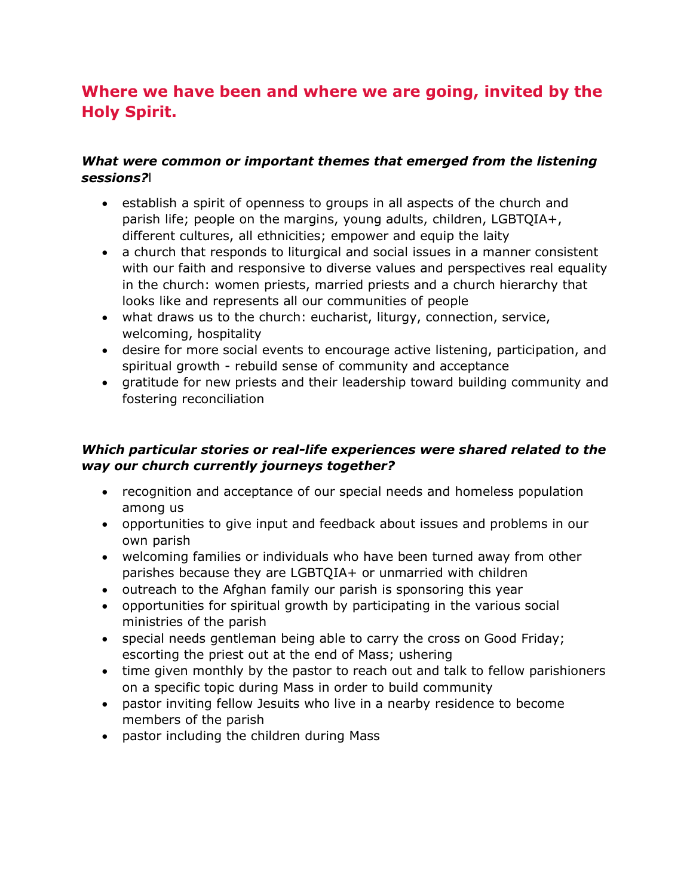## Where we have been and where we are going, invited by the Holy Spirit.

### *What were common or important themes that emerged from the listening sessions?*

- establish a spirit of openness to groups in all aspects of the church and parish life; people on the margins, young adults, children, LGBTQIA+, different cultures, all ethnicities; empower and equip the laity
- a church that responds to liturgical and social issues in a manner consistent with our faith and responsive to diverse values and perspectives real equality in the church: women priests, married priests and a church hierarchy that looks like and represents all our communities of people
- what draws us to the church: eucharist, liturgy, connection, service, welcoming, hospitality
- desire for more social events to encourage active listening, participation, and spiritual growth - rebuild sense of community and acceptance
- gratitude for new priests and their leadership toward building community and fostering reconciliation

### *Which particular stories or real-life experiences were shared related to the way our church currently journeys together?*

- recognition and acceptance of our special needs and homeless population among us
- opportunities to give input and feedback about issues and problems in our own parish
- welcoming families or individuals who have been turned away from other parishes because they are LGBTQIA+ or unmarried with children
- outreach to the Afghan family our parish is sponsoring this year
- opportunities for spiritual growth by participating in the various social ministries of the parish
- special needs gentleman being able to carry the cross on Good Friday; escorting the priest out at the end of Mass; ushering
- time given monthly by the pastor to reach out and talk to fellow parishioners on a specific topic during Mass in order to build community
- pastor inviting fellow Jesuits who live in a nearby residence to become members of the parish
- pastor including the children during Mass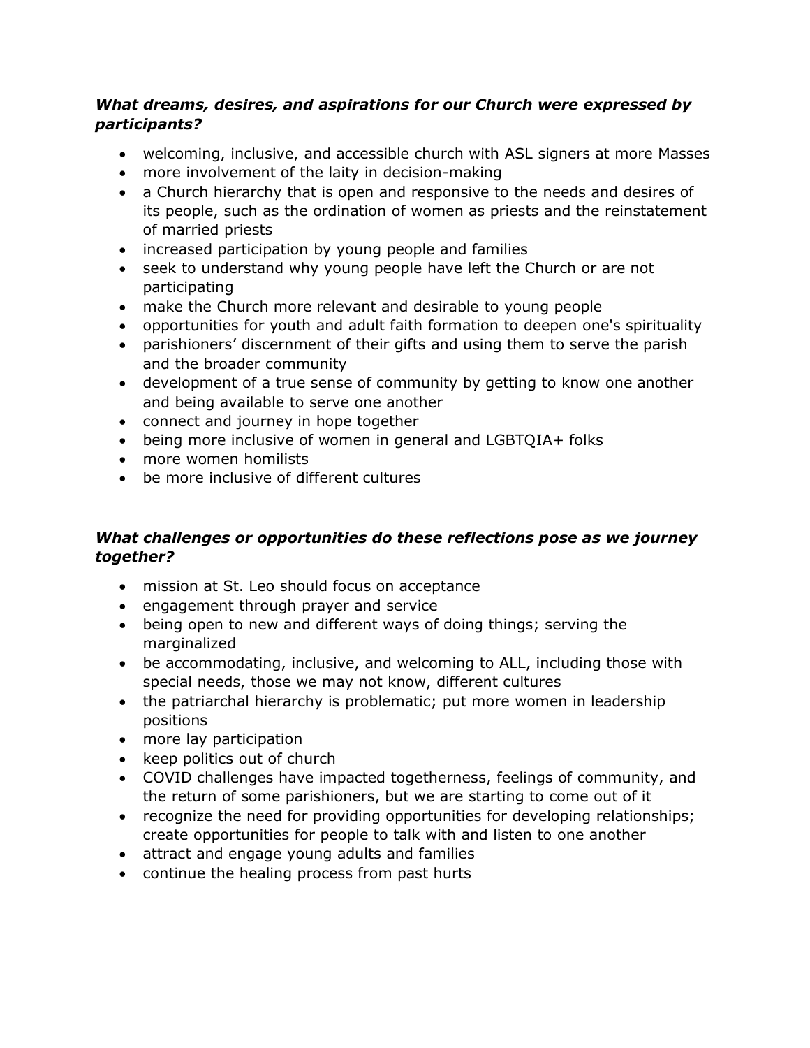### ***What dreams, desires, and aspirations for our Church were expressed by participants?***

- welcoming, inclusive, and accessible church with ASL signers at more Masses
- more involvement of the laity in decision-making
- a Church hierarchy that is open and responsive to the needs and desires of its people, such as the ordination of women as priests and the reinstatement of married priests
- increased participation by young people and families
- seek to understand why young people have left the Church or are not participating
- make the Church more relevant and desirable to young people
- opportunities for youth and adult faith formation to deepen one's spirituality
- parishioners' discernment of their gifts and using them to serve the parish and the broader community
- development of a true sense of community by getting to know one another and being available to serve one another
- connect and journey in hope together
- being more inclusive of women in general and LGBTQIA+ folks
- more women homilists
- be more inclusive of different cultures

### ***What challenges or opportunities do these reflections pose as we journey together?***

- mission at St. Leo should focus on acceptance
- engagement through prayer and service
- being open to new and different ways of doing things; serving the marginalized
- be accommodating, inclusive, and welcoming to ALL, including those with special needs, those we may not know, different cultures
- the patriarchal hierarchy is problematic; put more women in leadership positions
- more lay participation
- keep politics out of church
- COVID challenges have impacted togetherness, feelings of community, and the return of some parishioners, but we are starting to come out of it
- recognize the need for providing opportunities for developing relationships; create opportunities for people to talk with and listen to one another
- attract and engage young adults and families
- continue the healing process from past hurts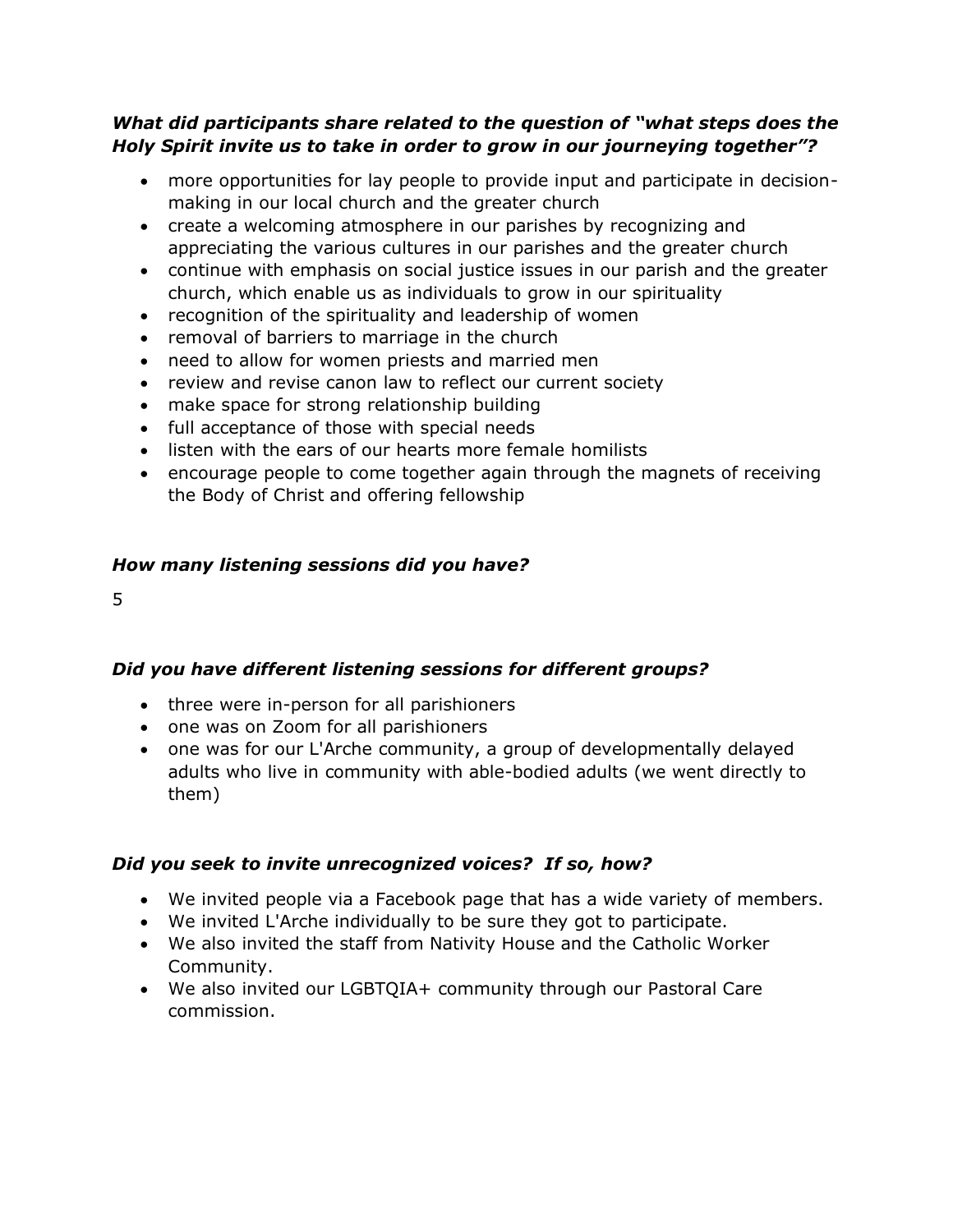***What did participants share related to the question of "what steps does the Holy Spirit invite us to take in order to grow in our journeying together"?***

- more opportunities for lay people to provide input and participate in decision-making in our local church and the greater church
- create a welcoming atmosphere in our parishes by recognizing and appreciating the various cultures in our parishes and the greater church
- continue with emphasis on social justice issues in our parish and the greater church, which enable us as individuals to grow in our spirituality
- recognition of the spirituality and leadership of women
- removal of barriers to marriage in the church
- need to allow for women priests and married men
- review and revise canon law to reflect our current society
- make space for strong relationship building
- full acceptance of those with special needs
- listen with the ears of our hearts more female homilists
- encourage people to come together again through the magnets of receiving the Body of Christ and offering fellowship

***How many listening sessions did you have?***

5

***Did you have different listening sessions for different groups?***

- three were in-person for all parishioners
- one was on Zoom for all parishioners
- one was for our L'Arche community, a group of developmentally delayed adults who live in community with able-bodied adults (we went directly to them)

***Did you seek to invite unrecognized voices? If so, how?***

- We invited people via a Facebook page that has a wide variety of members.
- We invited L'Arche individually to be sure they got to participate.
- We also invited the staff from Nativity House and the Catholic Worker Community.
- We also invited our LGBTQIA+ community through our Pastoral Care commission.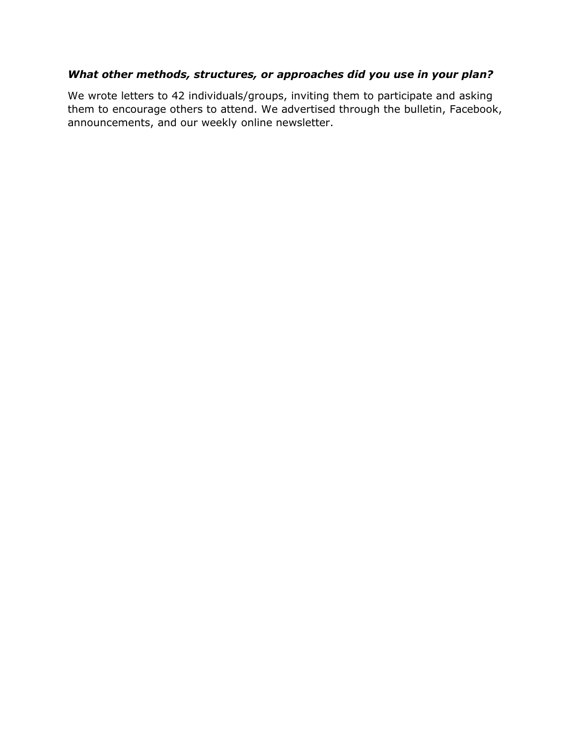***What other methods, structures, or approaches did you use in your plan?***

We wrote letters to 42 individuals/groups, inviting them to participate and asking them to encourage others to attend. We advertised through the bulletin, Facebook, announcements, and our weekly online newsletter.